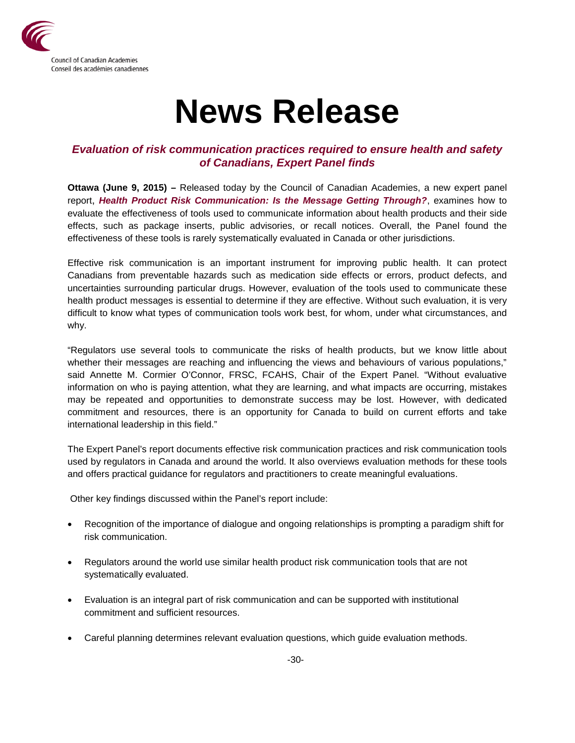Council of Canadian Academies
Conseil des académies canadiennes

# News Release

## *Evaluation of risk communication practices required to ensure health and safety of Canadians, Expert Panel finds*

**Ottawa (June 9, 2015) –** Released today by the Council of Canadian Academies, a new expert panel report, ***Health Product Risk Communication: Is the Message Getting Through?***, examines how to evaluate the effectiveness of tools used to communicate information about health products and their side effects, such as package inserts, public advisories, or recall notices. Overall, the Panel found the effectiveness of these tools is rarely systematically evaluated in Canada or other jurisdictions.

Effective risk communication is an important instrument for improving public health. It can protect Canadians from preventable hazards such as medication side effects or errors, product defects, and uncertainties surrounding particular drugs. However, evaluation of the tools used to communicate these health product messages is essential to determine if they are effective. Without such evaluation, it is very difficult to know what types of communication tools work best, for whom, under what circumstances, and why.

"Regulators use several tools to communicate the risks of health products, but we know little about whether their messages are reaching and influencing the views and behaviours of various populations," said Annette M. Cormier O'Connor, FRSC, FCAHS, Chair of the Expert Panel. "Without evaluative information on who is paying attention, what they are learning, and what impacts are occurring, mistakes may be repeated and opportunities to demonstrate success may be lost. However, with dedicated commitment and resources, there is an opportunity for Canada to build on current efforts and take international leadership in this field."

The Expert Panel's report documents effective risk communication practices and risk communication tools used by regulators in Canada and around the world. It also overviews evaluation methods for these tools and offers practical guidance for regulators and practitioners to create meaningful evaluations.

Other key findings discussed within the Panel's report include:

- Recognition of the importance of dialogue and ongoing relationships is prompting a paradigm shift for risk communication.
- Regulators around the world use similar health product risk communication tools that are not systematically evaluated.
- Evaluation is an integral part of risk communication and can be supported with institutional commitment and sufficient resources.
- Careful planning determines relevant evaluation questions, which guide evaluation methods.

-30-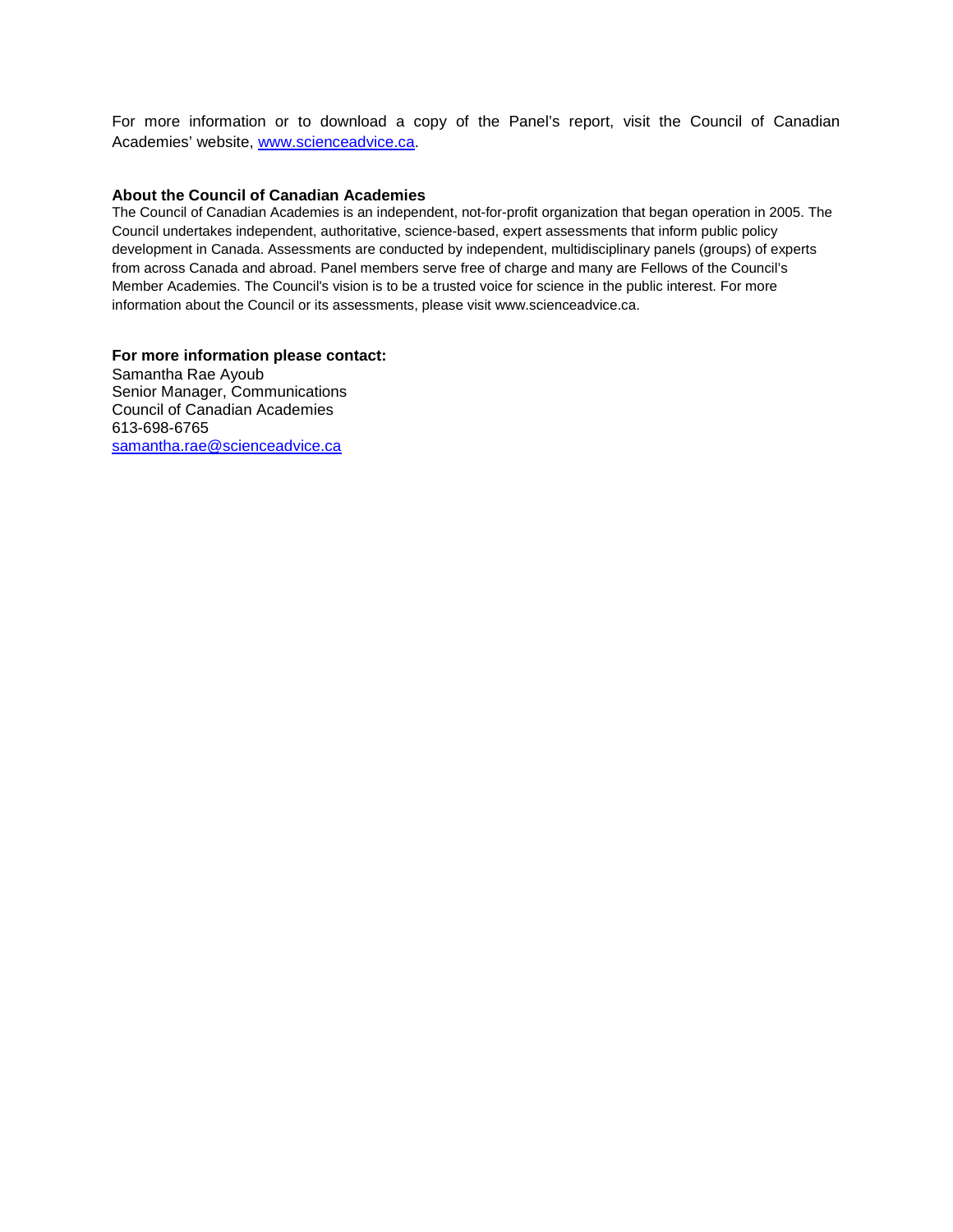For more information or to download a copy of the Panel's report, visit the Council of Canadian Academies' website, www.scienceadvice.ca.

**About the Council of Canadian Academies**

The Council of Canadian Academies is an independent, not-for-profit organization that began operation in 2005. The Council undertakes independent, authoritative, science-based, expert assessments that inform public policy development in Canada. Assessments are conducted by independent, multidisciplinary panels (groups) of experts from across Canada and abroad. Panel members serve free of charge and many are Fellows of the Council's Member Academies. The Council's vision is to be a trusted voice for science in the public interest. For more information about the Council or its assessments, please visit www.scienceadvice.ca.

**For more information please contact:**

Samantha Rae Ayoub
Senior Manager, Communications
Council of Canadian Academies
613-698-6765
samantha.rae@scienceadvice.ca